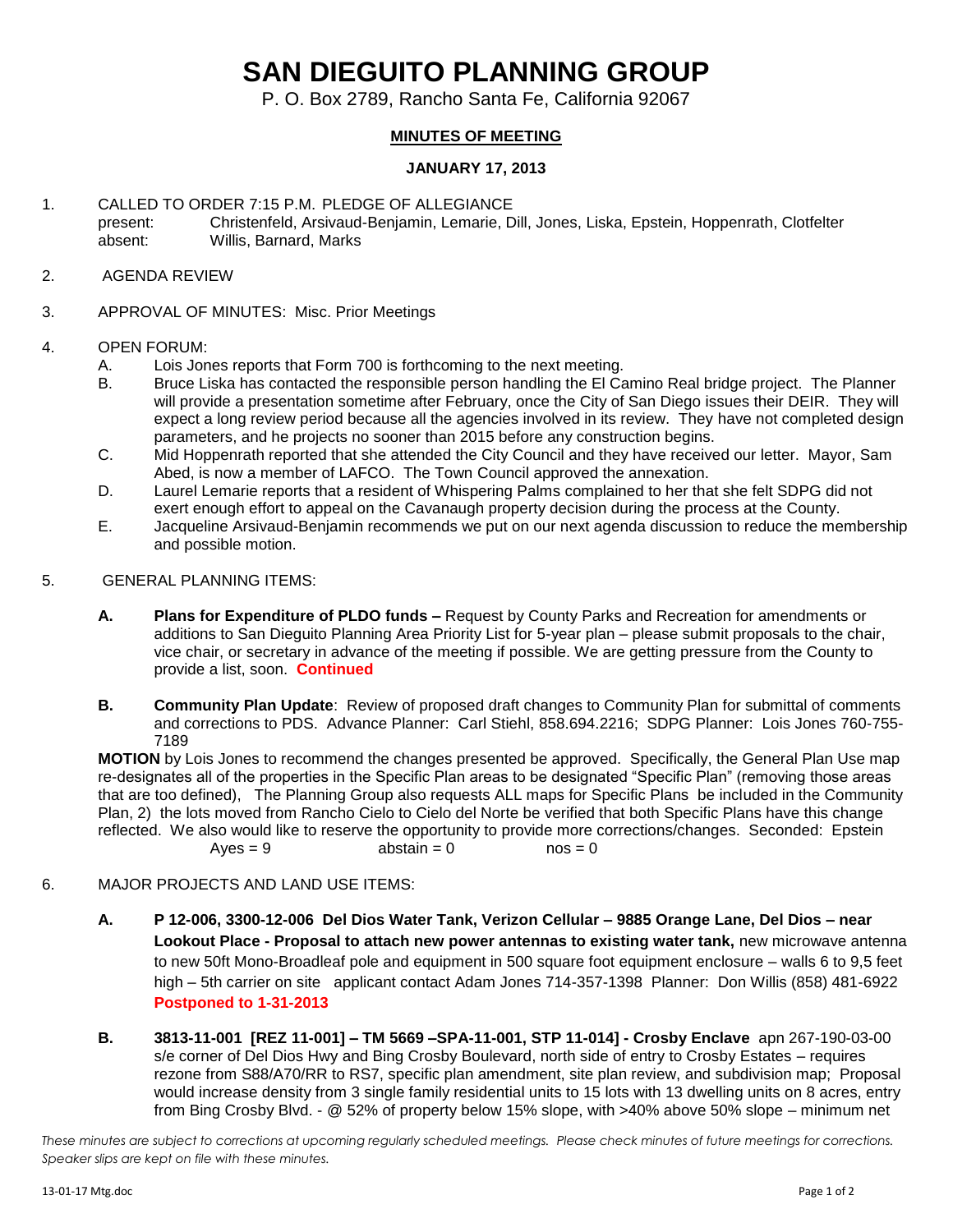# SAN DIEGUITO PLANNING GROUP

P. O. Box 2789, Rancho Santa Fe, California 92067

## MINUTES OF MEETING

### JANUARY 17, 2013

1. CALLED TO ORDER 7:15 P.M. PLEDGE OF ALLEGIANCE
   present: Christenfeld, Arsivaud-Benjamin, Lemarie, Dill, Jones, Liska, Epstein, Hoppenrath, Clotfelter
   absent: Willis, Barnard, Marks

2. AGENDA REVIEW

3. APPROVAL OF MINUTES: Misc. Prior Meetings

4. OPEN FORUM:
   - A. Lois Jones reports that Form 700 is forthcoming to the next meeting.
   - B. Bruce Liska has contacted the responsible person handling the El Camino Real bridge project. The Planner will provide a presentation sometime after February, once the City of San Diego issues their DEIR. They will expect a long review period because all the agencies involved in its review. They have not completed design parameters, and he projects no sooner than 2015 before any construction begins.
   - C. Mid Hoppenrath reported that she attended the City Council and they have received our letter. Mayor, Sam Abed, is now a member of LAFCO. The Town Council approved the annexation.
   - D. Laurel Lemarie reports that a resident of Whispering Palms complained to her that she felt SDPG did not exert enough effort to appeal on the Cavanaugh property decision during the process at the County.
   - E. Jacqueline Arsivaud-Benjamin recommends we put on our next agenda discussion to reduce the membership and possible motion.

5. GENERAL PLANNING ITEMS:

   - **A. Plans for Expenditure of PLDO funds –** Request by County Parks and Recreation for amendments or additions to San Dieguito Planning Area Priority List for 5-year plan – please submit proposals to the chair, vice chair, or secretary in advance of the meeting if possible. We are getting pressure from the County to provide a list, soon. **Continued**

   - **B. Community Plan Update**: Review of proposed draft changes to Community Plan for submittal of comments and corrections to PDS. Advance Planner: Carl Stiehl, 858.694.2216; SDPG Planner: Lois Jones 760-755-7189

   **MOTION** by Lois Jones to recommend the changes presented be approved. Specifically, the General Plan Use map re-designates all of the properties in the Specific Plan areas to be designated "Specific Plan" (removing those areas that are too defined), The Planning Group also requests ALL maps for Specific Plans be included in the Community Plan, 2) the lots moved from Rancho Cielo to Cielo del Norte be verified that both Specific Plans have this change reflected. We also would like to reserve the opportunity to provide more corrections/changes. Seconded: Epstein
   Ayes = 9 abstain = 0 nos = 0

6. MAJOR PROJECTS AND LAND USE ITEMS:

   - **A. P 12-006, 3300-12-006 Del Dios Water Tank, Verizon Cellular – 9885 Orange Lane, Del Dios – near Lookout Place - Proposal to attach new power antennas to existing water tank,** new microwave antenna to new 50ft Mono-Broadleaf pole and equipment in 500 square foot equipment enclosure – walls 6 to 9,5 feet high – 5th carrier on site applicant contact Adam Jones 714-357-1398 Planner: Don Willis (858) 481-6922 **Postponed to 1-31-2013**

   - **B. 3813-11-001 [REZ 11-001] – TM 5669 –SPA-11-001, STP 11-014] - Crosby Enclave** apn 267-190-03-00 s/e corner of Del Dios Hwy and Bing Crosby Boulevard, north side of entry to Crosby Estates – requires rezone from S88/A70/RR to RS7, specific plan amendment, site plan review, and subdivision map; Proposal would increase density from 3 single family residential units to 15 lots with 13 dwelling units on 8 acres, entry from Bing Crosby Blvd. - @ 52% of property below 15% slope, with >40% above 50% slope – minimum net

*These minutes are subject to corrections at upcoming regularly scheduled meetings. Please check minutes of future meetings for corrections. Speaker slips are kept on file with these minutes.*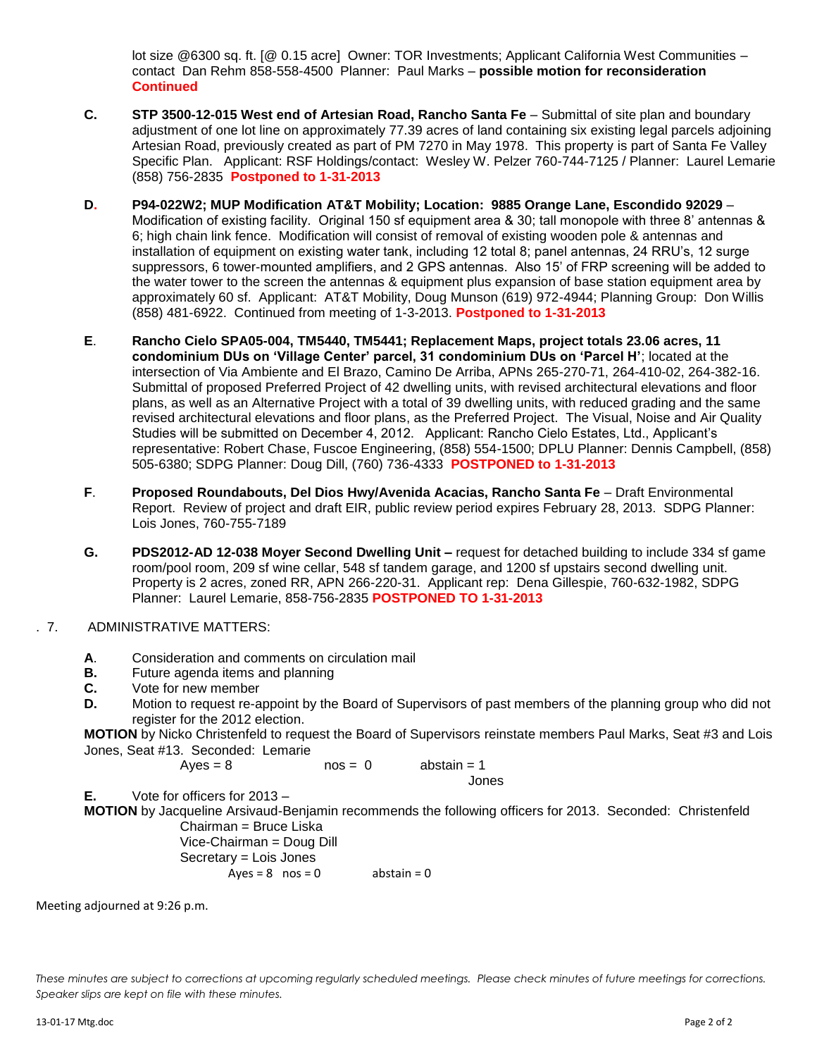lot size @6300 sq. ft. [@ 0.15 acre] Owner: TOR Investments; Applicant California West Communities – contact Dan Rehm 858-558-4500 Planner: Paul Marks – **possible motion for reconsideration** **Continued**

**C.** **STP 3500-12-015 West end of Artesian Road, Rancho Santa Fe** – Submittal of site plan and boundary adjustment of one lot line on approximately 77.39 acres of land containing six existing legal parcels adjoining Artesian Road, previously created as part of PM 7270 in May 1978. This property is part of Santa Fe Valley Specific Plan. Applicant: RSF Holdings/contact: Wesley W. Pelzer 760-744-7125 / Planner: Laurel Lemarie (858) 756-2835 **Postponed to 1-31-2013**

**D.** **P94-022W2; MUP Modification AT&T Mobility; Location: 9885 Orange Lane, Escondido 92029** – Modification of existing facility. Original 150 sf equipment area & 30; tall monopole with three 8' antennas & 6; high chain link fence. Modification will consist of removal of existing wooden pole & antennas and installation of equipment on existing water tank, including 12 total 8; panel antennas, 24 RRU's, 12 surge suppressors, 6 tower-mounted amplifiers, and 2 GPS antennas. Also 15' of FRP screening will be added to the water tower to the screen the antennas & equipment plus expansion of base station equipment area by approximately 60 sf. Applicant: AT&T Mobility, Doug Munson (619) 972-4944; Planning Group: Don Willis (858) 481-6922. Continued from meeting of 1-3-2013. **Postponed to 1-31-2013**

**E**. **Rancho Cielo SPA05-004, TM5440, TM5441; Replacement Maps, project totals 23.06 acres, 11 condominium DUs on 'Village Center' parcel, 31 condominium DUs on 'Parcel H'**; located at the intersection of Via Ambiente and El Brazo, Camino De Arriba, APNs 265-270-71, 264-410-02, 264-382-16. Submittal of proposed Preferred Project of 42 dwelling units, with revised architectural elevations and floor plans, as well as an Alternative Project with a total of 39 dwelling units, with reduced grading and the same revised architectural elevations and floor plans, as the Preferred Project. The Visual, Noise and Air Quality Studies will be submitted on December 4, 2012. Applicant: Rancho Cielo Estates, Ltd., Applicant's representative: Robert Chase, Fuscoe Engineering, (858) 554-1500; DPLU Planner: Dennis Campbell, (858) 505-6380; SDPG Planner: Doug Dill, (760) 736-4333 **POSTPONED to 1-31-2013**

**F**. **Proposed Roundabouts, Del Dios Hwy/Avenida Acacias, Rancho Santa Fe** – Draft Environmental Report. Review of project and draft EIR, public review period expires February 28, 2013. SDPG Planner: Lois Jones, 760-755-7189

**G.** **PDS2012-AD 12-038 Moyer Second Dwelling Unit –** request for detached building to include 334 sf game room/pool room, 209 sf wine cellar, 548 sf tandem garage, and 1200 sf upstairs second dwelling unit. Property is 2 acres, zoned RR, APN 266-220-31. Applicant rep: Dena Gillespie, 760-632-1982, SDPG Planner: Laurel Lemarie, 858-756-2835 **POSTPONED TO 1-31-2013**

. 7. ADMINISTRATIVE MATTERS:

**A**. Consideration and comments on circulation mail
**B.** Future agenda items and planning
**C.** Vote for new member
**D.** Motion to request re-appoint by the Board of Supervisors of past members of the planning group who did not register for the 2012 election.

**MOTION** by Nicko Christenfeld to request the Board of Supervisors reinstate members Paul Marks, Seat #3 and Lois Jones, Seat #13. Seconded: Lemarie

Ayes = 8 nos = 0 abstain = 1
Jones

**E.** Vote for officers for 2013 –

**MOTION** by Jacqueline Arsivaud-Benjamin recommends the following officers for 2013. Seconded: Christenfeld

Chairman = Bruce Liska
Vice-Chairman = Doug Dill
Secretary = Lois Jones
Ayes = 8 nos = 0 abstain = 0

Meeting adjourned at 9:26 p.m.

*These minutes are subject to corrections at upcoming regularly scheduled meetings. Please check minutes of future meetings for corrections. Speaker slips are kept on file with these minutes.*

13-01-17 Mtg.doc